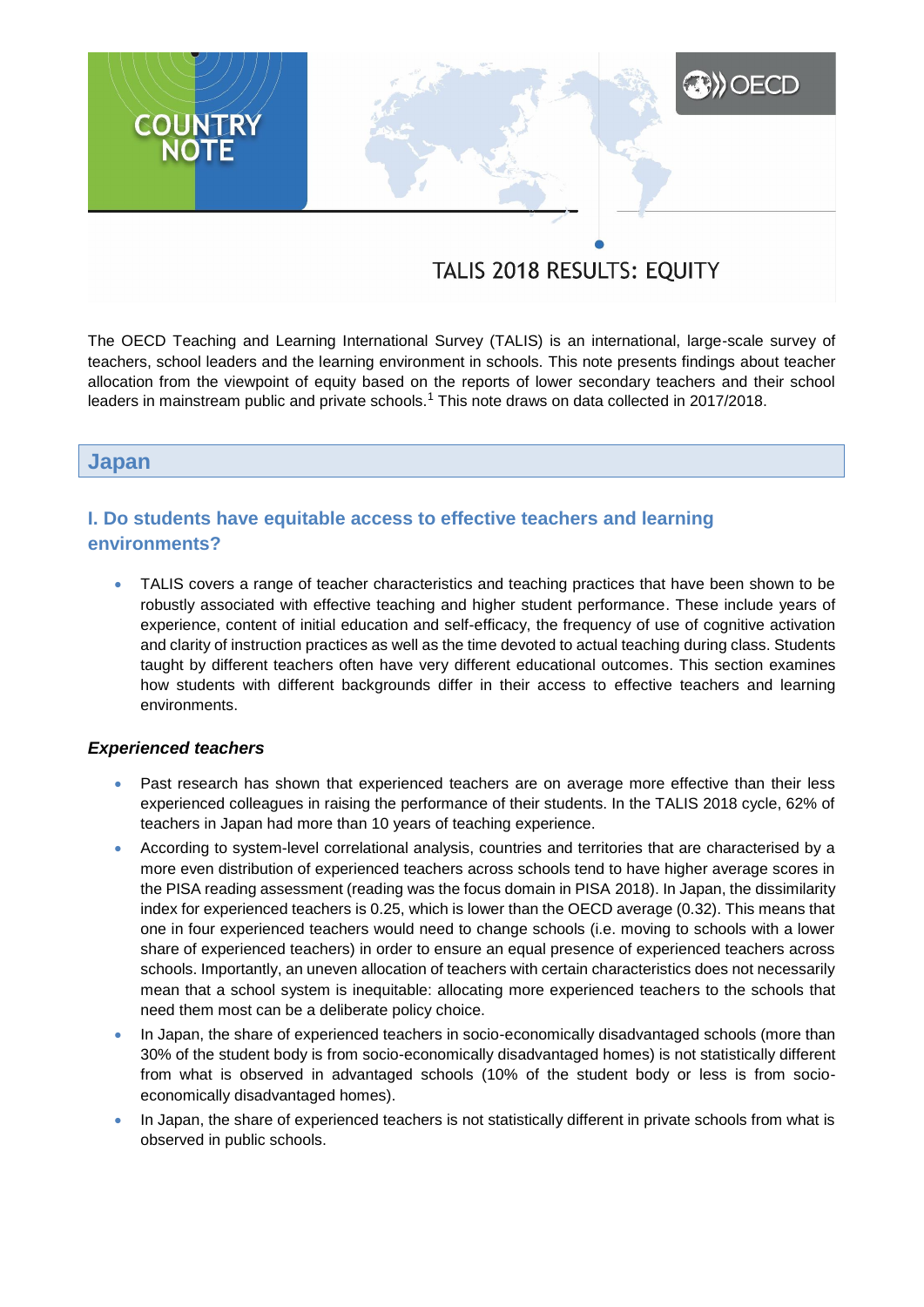COUNTRY NOTE

OECD

# TALIS 2018 RESULTS: EQUITY

The OECD Teaching and Learning International Survey (TALIS) is an international, large-scale survey of teachers, school leaders and the learning environment in schools. This note presents findings about teacher allocation from the viewpoint of equity based on the reports of lower secondary teachers and their school leaders in mainstream public and private schools.[1] This note draws on data collected in 2017/2018.

## Japan

### I. Do students have equitable access to effective teachers and learning environments?

- TALIS covers a range of teacher characteristics and teaching practices that have been shown to be robustly associated with effective teaching and higher student performance. These include years of experience, content of initial education and self-efficacy, the frequency of use of cognitive activation and clarity of instruction practices as well as the time devoted to actual teaching during class. Students taught by different teachers often have very different educational outcomes. This section examines how students with different backgrounds differ in their access to effective teachers and learning environments.

#### *Experienced teachers*

- Past research has shown that experienced teachers are on average more effective than their less experienced colleagues in raising the performance of their students. In the TALIS 2018 cycle, 62% of teachers in Japan had more than 10 years of teaching experience.
- According to system-level correlational analysis, countries and territories that are characterised by a more even distribution of experienced teachers across schools tend to have higher average scores in the PISA reading assessment (reading was the focus domain in PISA 2018). In Japan, the dissimilarity index for experienced teachers is 0.25, which is lower than the OECD average (0.32). This means that one in four experienced teachers would need to change schools (i.e. moving to schools with a lower share of experienced teachers) in order to ensure an equal presence of experienced teachers across schools. Importantly, an uneven allocation of teachers with certain characteristics does not necessarily mean that a school system is inequitable: allocating more experienced teachers to the schools that need them most can be a deliberate policy choice.
- In Japan, the share of experienced teachers in socio-economically disadvantaged schools (more than 30% of the student body is from socio-economically disadvantaged homes) is not statistically different from what is observed in advantaged schools (10% of the student body or less is from socio-economically disadvantaged homes).
- In Japan, the share of experienced teachers is not statistically different in private schools from what is observed in public schools.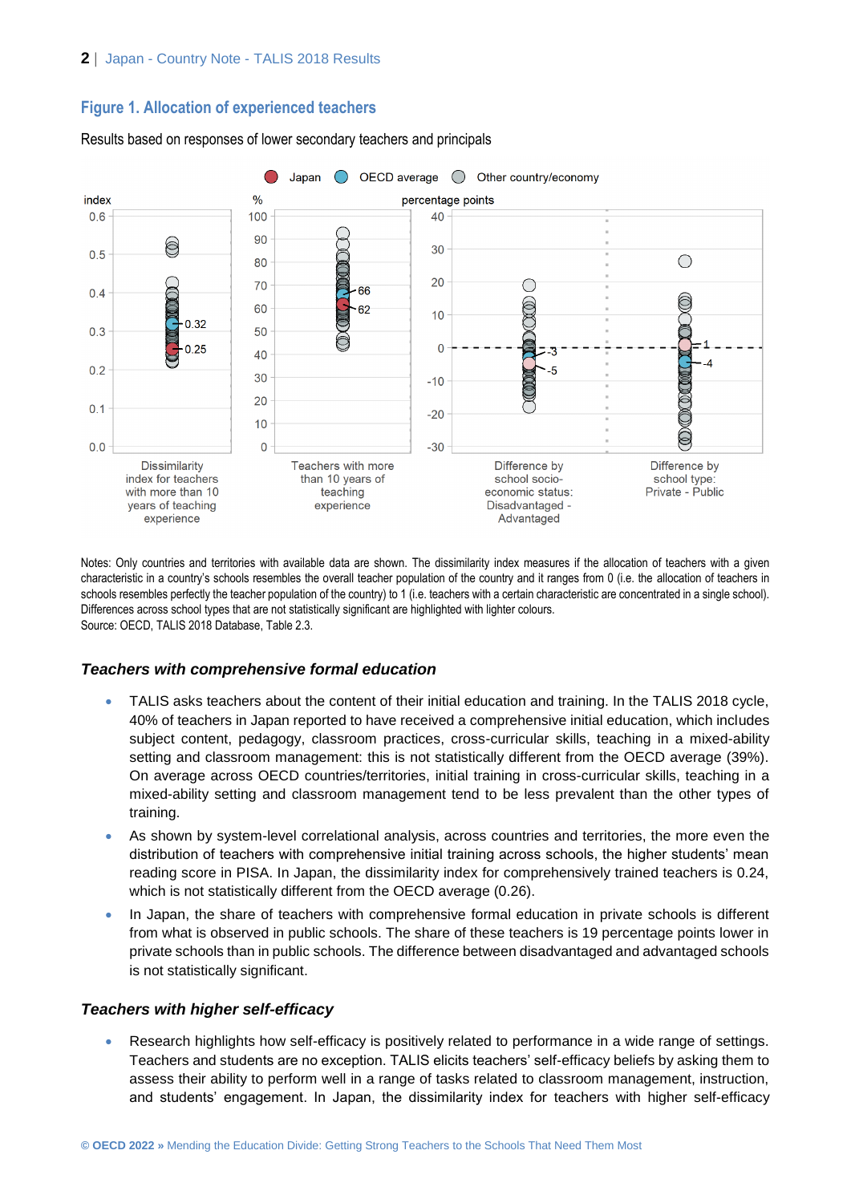## Figure 1. Allocation of experienced teachers

Results based on responses of lower secondary teachers and principals

Notes: Only countries and territories with available data are shown. The dissimilarity index measures if the allocation of teachers with a given characteristic in a country's schools resembles the overall teacher population of the country and it ranges from 0 (i.e. the allocation of teachers in schools resembles perfectly the teacher population of the country) to 1 (i.e. teachers with a certain characteristic are concentrated in a single school). Differences across school types that are not statistically significant are highlighted with lighter colours.
Source: OECD, TALIS 2018 Database, Table 2.3.

### *Teachers with comprehensive formal education*

- TALIS asks teachers about the content of their initial education and training. In the TALIS 2018 cycle, 40% of teachers in Japan reported to have received a comprehensive initial education, which includes subject content, pedagogy, classroom practices, cross-curricular skills, teaching in a mixed-ability setting and classroom management: this is not statistically different from the OECD average (39%). On average across OECD countries/territories, initial training in cross-curricular skills, teaching in a mixed-ability setting and classroom management tend to be less prevalent than the other types of training.
- As shown by system-level correlational analysis, across countries and territories, the more even the distribution of teachers with comprehensive initial training across schools, the higher students' mean reading score in PISA. In Japan, the dissimilarity index for comprehensively trained teachers is 0.24, which is not statistically different from the OECD average (0.26).
- In Japan, the share of teachers with comprehensive formal education in private schools is different from what is observed in public schools. The share of these teachers is 19 percentage points lower in private schools than in public schools. The difference between disadvantaged and advantaged schools is not statistically significant.

### *Teachers with higher self-efficacy*

- Research highlights how self-efficacy is positively related to performance in a wide range of settings. Teachers and students are no exception. TALIS elicits teachers' self-efficacy beliefs by asking them to assess their ability to perform well in a range of tasks related to classroom management, instruction, and students' engagement. In Japan, the dissimilarity index for teachers with higher self-efficacy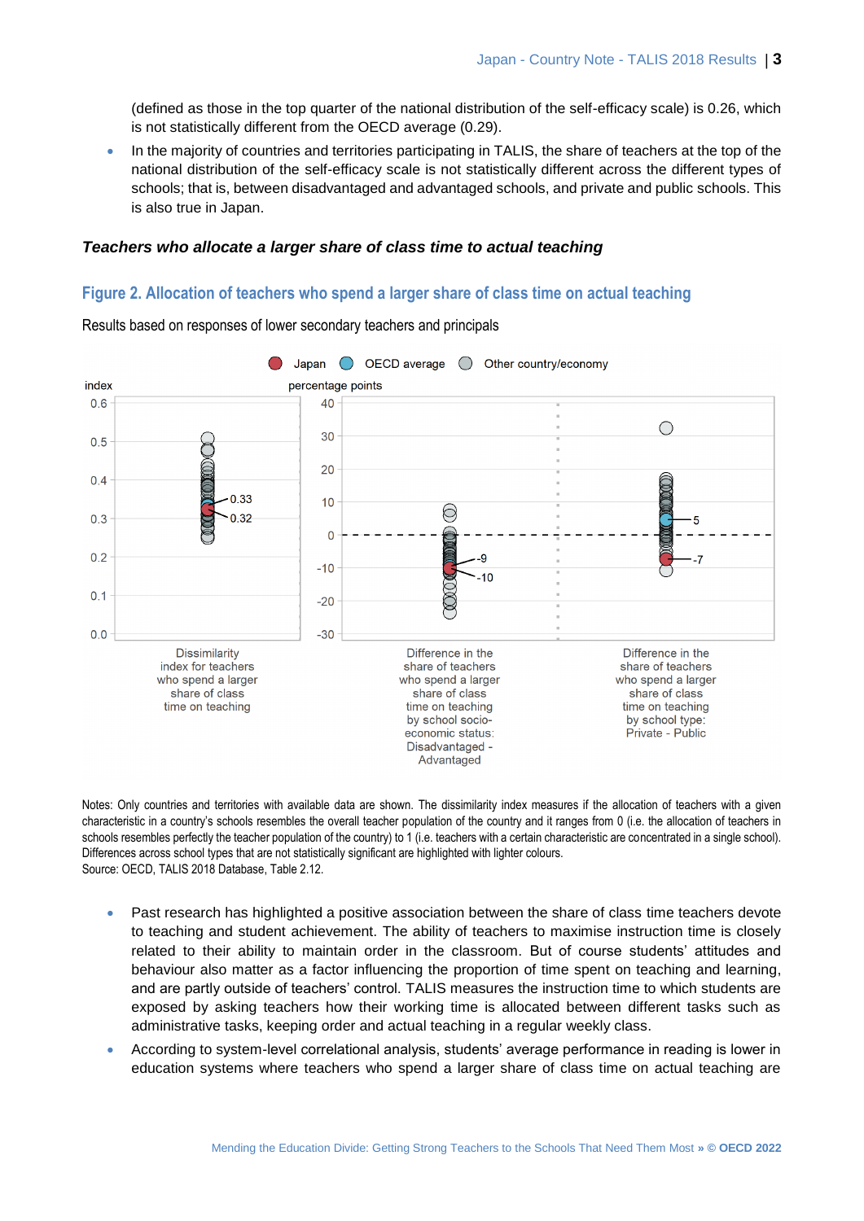(defined as those in the top quarter of the national distribution of the self-efficacy scale) is 0.26, which is not statistically different from the OECD average (0.29).

- In the majority of countries and territories participating in TALIS, the share of teachers at the top of the national distribution of the self-efficacy scale is not statistically different across the different types of schools; that is, between disadvantaged and advantaged schools, and private and public schools. This is also true in Japan.

### *Teachers who allocate a larger share of class time to actual teaching*

## Figure 2. Allocation of teachers who spend a larger share of class time on actual teaching

Results based on responses of lower secondary teachers and principals

Notes: Only countries and territories with available data are shown. The dissimilarity index measures if the allocation of teachers with a given characteristic in a country's schools resembles the overall teacher population of the country and it ranges from 0 (i.e. the allocation of teachers in schools resembles perfectly the teacher population of the country) to 1 (i.e. teachers with a certain characteristic are concentrated in a single school). Differences across school types that are not statistically significant are highlighted with lighter colours.
Source: OECD, TALIS 2018 Database, Table 2.12.

- Past research has highlighted a positive association between the share of class time teachers devote to teaching and student achievement. The ability of teachers to maximise instruction time is closely related to their ability to maintain order in the classroom. But of course students' attitudes and behaviour also matter as a factor influencing the proportion of time spent on teaching and learning, and are partly outside of teachers' control. TALIS measures the instruction time to which students are exposed by asking teachers how their working time is allocated between different tasks such as administrative tasks, keeping order and actual teaching in a regular weekly class.
- According to system-level correlational analysis, students' average performance in reading is lower in education systems where teachers who spend a larger share of class time on actual teaching are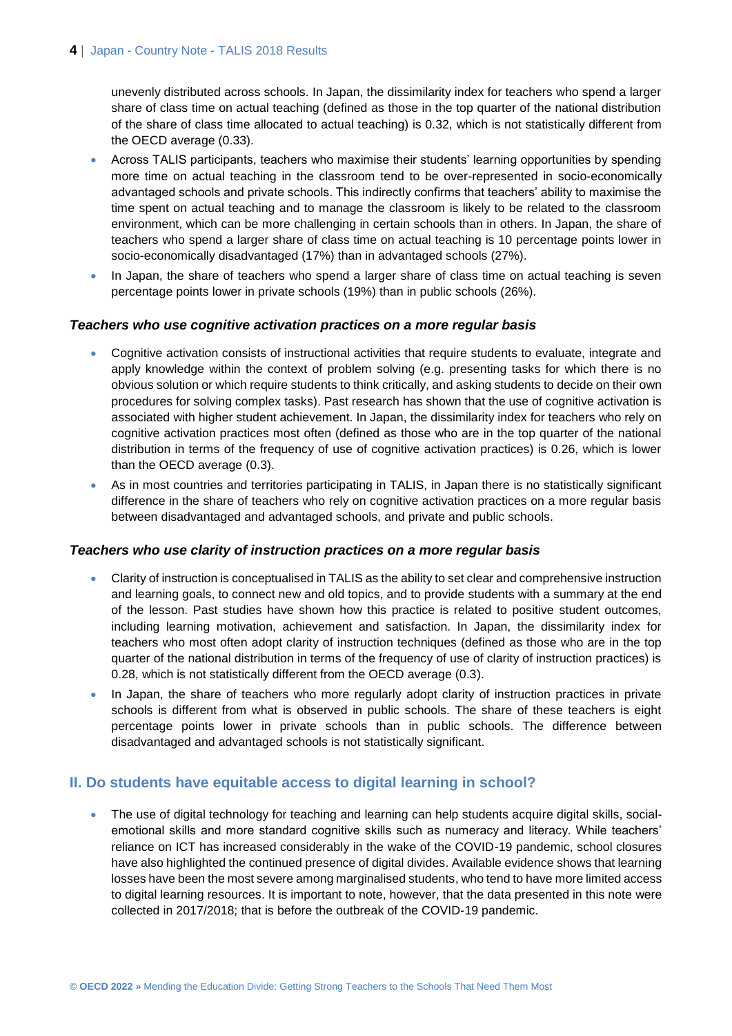unevenly distributed across schools. In Japan, the dissimilarity index for teachers who spend a larger share of class time on actual teaching (defined as those in the top quarter of the national distribution of the share of class time allocated to actual teaching) is 0.32, which is not statistically different from the OECD average (0.33).

- Across TALIS participants, teachers who maximise their students' learning opportunities by spending more time on actual teaching in the classroom tend to be over-represented in socio-economically advantaged schools and private schools. This indirectly confirms that teachers' ability to maximise the time spent on actual teaching and to manage the classroom is likely to be related to the classroom environment, which can be more challenging in certain schools than in others. In Japan, the share of teachers who spend a larger share of class time on actual teaching is 10 percentage points lower in socio-economically disadvantaged (17%) than in advantaged schools (27%).
- In Japan, the share of teachers who spend a larger share of class time on actual teaching is seven percentage points lower in private schools (19%) than in public schools (26%).

### *Teachers who use cognitive activation practices on a more regular basis*

- Cognitive activation consists of instructional activities that require students to evaluate, integrate and apply knowledge within the context of problem solving (e.g. presenting tasks for which there is no obvious solution or which require students to think critically, and asking students to decide on their own procedures for solving complex tasks). Past research has shown that the use of cognitive activation is associated with higher student achievement. In Japan, the dissimilarity index for teachers who rely on cognitive activation practices most often (defined as those who are in the top quarter of the national distribution in terms of the frequency of use of cognitive activation practices) is 0.26, which is lower than the OECD average (0.3).
- As in most countries and territories participating in TALIS, in Japan there is no statistically significant difference in the share of teachers who rely on cognitive activation practices on a more regular basis between disadvantaged and advantaged schools, and private and public schools.

### *Teachers who use clarity of instruction practices on a more regular basis*

- Clarity of instruction is conceptualised in TALIS as the ability to set clear and comprehensive instruction and learning goals, to connect new and old topics, and to provide students with a summary at the end of the lesson. Past studies have shown how this practice is related to positive student outcomes, including learning motivation, achievement and satisfaction. In Japan, the dissimilarity index for teachers who most often adopt clarity of instruction techniques (defined as those who are in the top quarter of the national distribution in terms of the frequency of use of clarity of instruction practices) is 0.28, which is not statistically different from the OECD average (0.3).
- In Japan, the share of teachers who more regularly adopt clarity of instruction practices in private schools is different from what is observed in public schools. The share of these teachers is eight percentage points lower in private schools than in public schools. The difference between disadvantaged and advantaged schools is not statistically significant.

## II. Do students have equitable access to digital learning in school?

- The use of digital technology for teaching and learning can help students acquire digital skills, social-emotional skills and more standard cognitive skills such as numeracy and literacy. While teachers' reliance on ICT has increased considerably in the wake of the COVID-19 pandemic, school closures have also highlighted the continued presence of digital divides. Available evidence shows that learning losses have been the most severe among marginalised students, who tend to have more limited access to digital learning resources. It is important to note, however, that the data presented in this note were collected in 2017/2018; that is before the outbreak of the COVID-19 pandemic.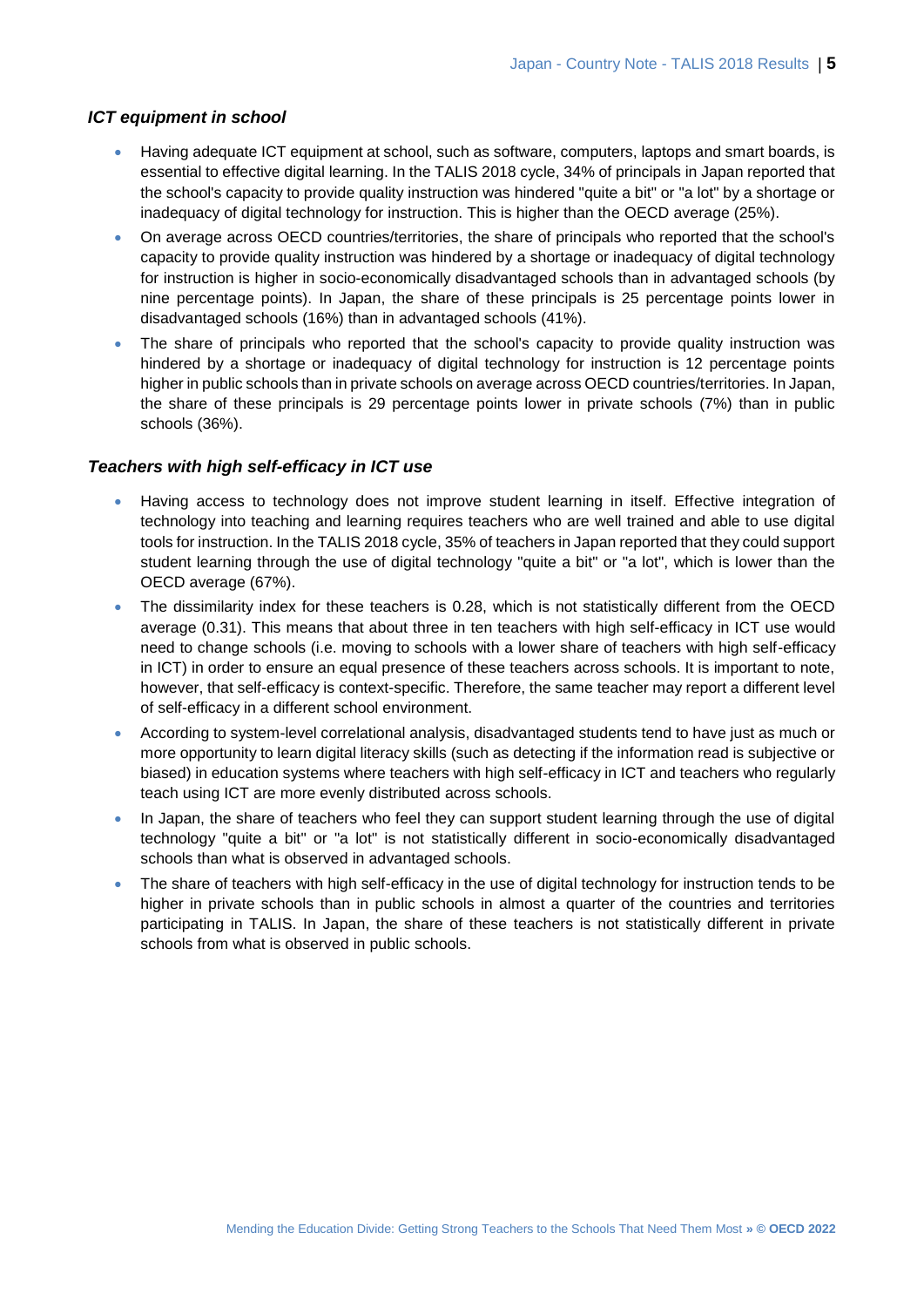### *ICT equipment in school*

- Having adequate ICT equipment at school, such as software, computers, laptops and smart boards, is essential to effective digital learning. In the TALIS 2018 cycle, 34% of principals in Japan reported that the school's capacity to provide quality instruction was hindered "quite a bit" or "a lot" by a shortage or inadequacy of digital technology for instruction. This is higher than the OECD average (25%).
- On average across OECD countries/territories, the share of principals who reported that the school's capacity to provide quality instruction was hindered by a shortage or inadequacy of digital technology for instruction is higher in socio-economically disadvantaged schools than in advantaged schools (by nine percentage points). In Japan, the share of these principals is 25 percentage points lower in disadvantaged schools (16%) than in advantaged schools (41%).
- The share of principals who reported that the school's capacity to provide quality instruction was hindered by a shortage or inadequacy of digital technology for instruction is 12 percentage points higher in public schools than in private schools on average across OECD countries/territories. In Japan, the share of these principals is 29 percentage points lower in private schools (7%) than in public schools (36%).

### *Teachers with high self-efficacy in ICT use*

- Having access to technology does not improve student learning in itself. Effective integration of technology into teaching and learning requires teachers who are well trained and able to use digital tools for instruction. In the TALIS 2018 cycle, 35% of teachers in Japan reported that they could support student learning through the use of digital technology "quite a bit" or "a lot", which is lower than the OECD average (67%).
- The dissimilarity index for these teachers is 0.28, which is not statistically different from the OECD average (0.31). This means that about three in ten teachers with high self-efficacy in ICT use would need to change schools (i.e. moving to schools with a lower share of teachers with high self-efficacy in ICT) in order to ensure an equal presence of these teachers across schools. It is important to note, however, that self-efficacy is context-specific. Therefore, the same teacher may report a different level of self-efficacy in a different school environment.
- According to system-level correlational analysis, disadvantaged students tend to have just as much or more opportunity to learn digital literacy skills (such as detecting if the information read is subjective or biased) in education systems where teachers with high self-efficacy in ICT and teachers who regularly teach using ICT are more evenly distributed across schools.
- In Japan, the share of teachers who feel they can support student learning through the use of digital technology "quite a bit" or "a lot" is not statistically different in socio-economically disadvantaged schools than what is observed in advantaged schools.
- The share of teachers with high self-efficacy in the use of digital technology for instruction tends to be higher in private schools than in public schools in almost a quarter of the countries and territories participating in TALIS. In Japan, the share of these teachers is not statistically different in private schools from what is observed in public schools.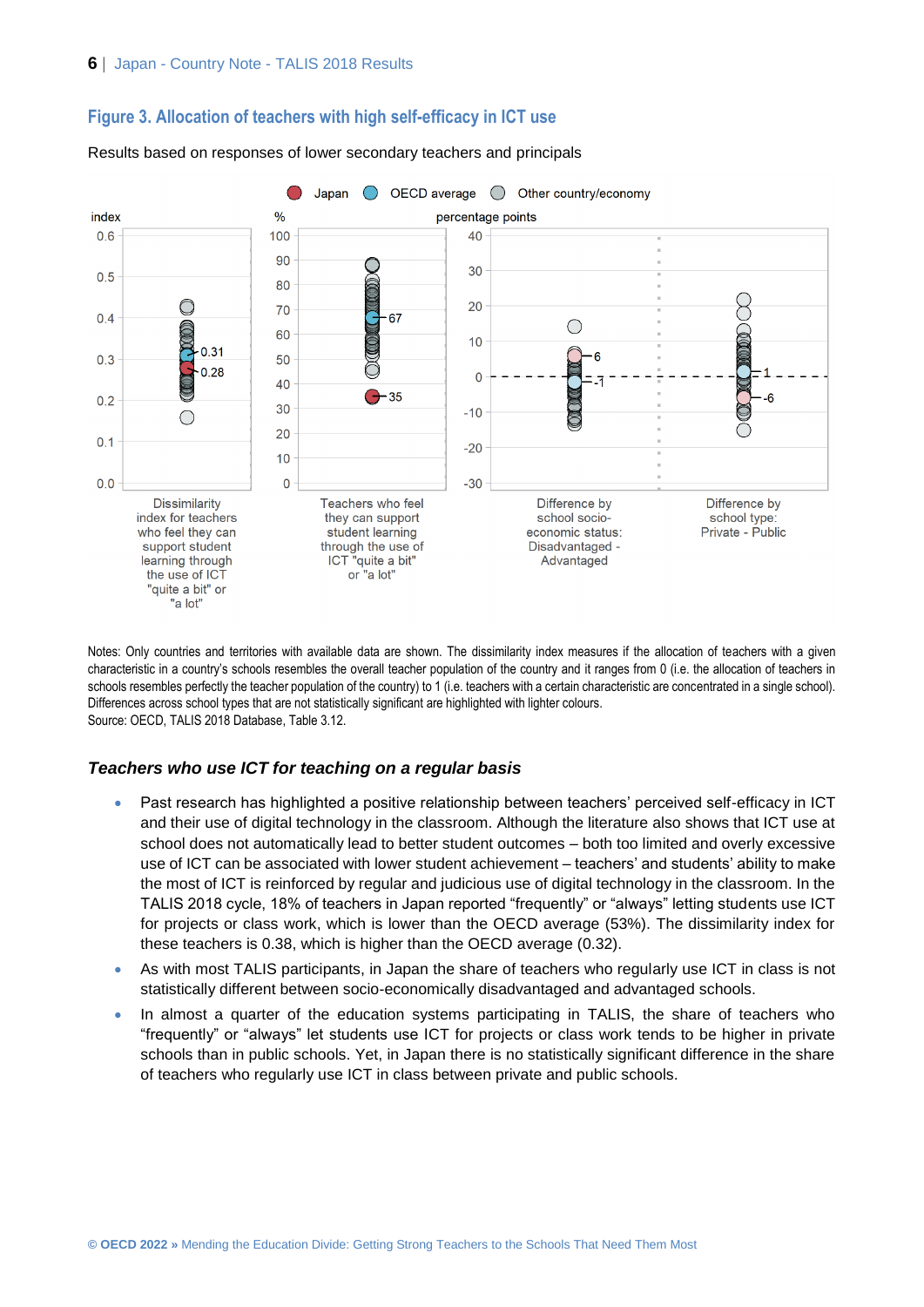## Figure 3. Allocation of teachers with high self-efficacy in ICT use

Results based on responses of lower secondary teachers and principals

Notes: Only countries and territories with available data are shown. The dissimilarity index measures if the allocation of teachers with a given characteristic in a country's schools resembles the overall teacher population of the country and it ranges from 0 (i.e. the allocation of teachers in schools resembles perfectly the teacher population of the country) to 1 (i.e. teachers with a certain characteristic are concentrated in a single school). Differences across school types that are not statistically significant are highlighted with lighter colours.
Source: OECD, TALIS 2018 Database, Table 3.12.

### *Teachers who use ICT for teaching on a regular basis*

- Past research has highlighted a positive relationship between teachers' perceived self-efficacy in ICT and their use of digital technology in the classroom. Although the literature also shows that ICT use at school does not automatically lead to better student outcomes – both too limited and overly excessive use of ICT can be associated with lower student achievement – teachers' and students' ability to make the most of ICT is reinforced by regular and judicious use of digital technology in the classroom. In the TALIS 2018 cycle, 18% of teachers in Japan reported "frequently" or "always" letting students use ICT for projects or class work, which is lower than the OECD average (53%). The dissimilarity index for these teachers is 0.38, which is higher than the OECD average (0.32).
- As with most TALIS participants, in Japan the share of teachers who regularly use ICT in class is not statistically different between socio-economically disadvantaged and advantaged schools.
- In almost a quarter of the education systems participating in TALIS, the share of teachers who "frequently" or "always" let students use ICT for projects or class work tends to be higher in private schools than in public schools. Yet, in Japan there is no statistically significant difference in the share of teachers who regularly use ICT in class between private and public schools.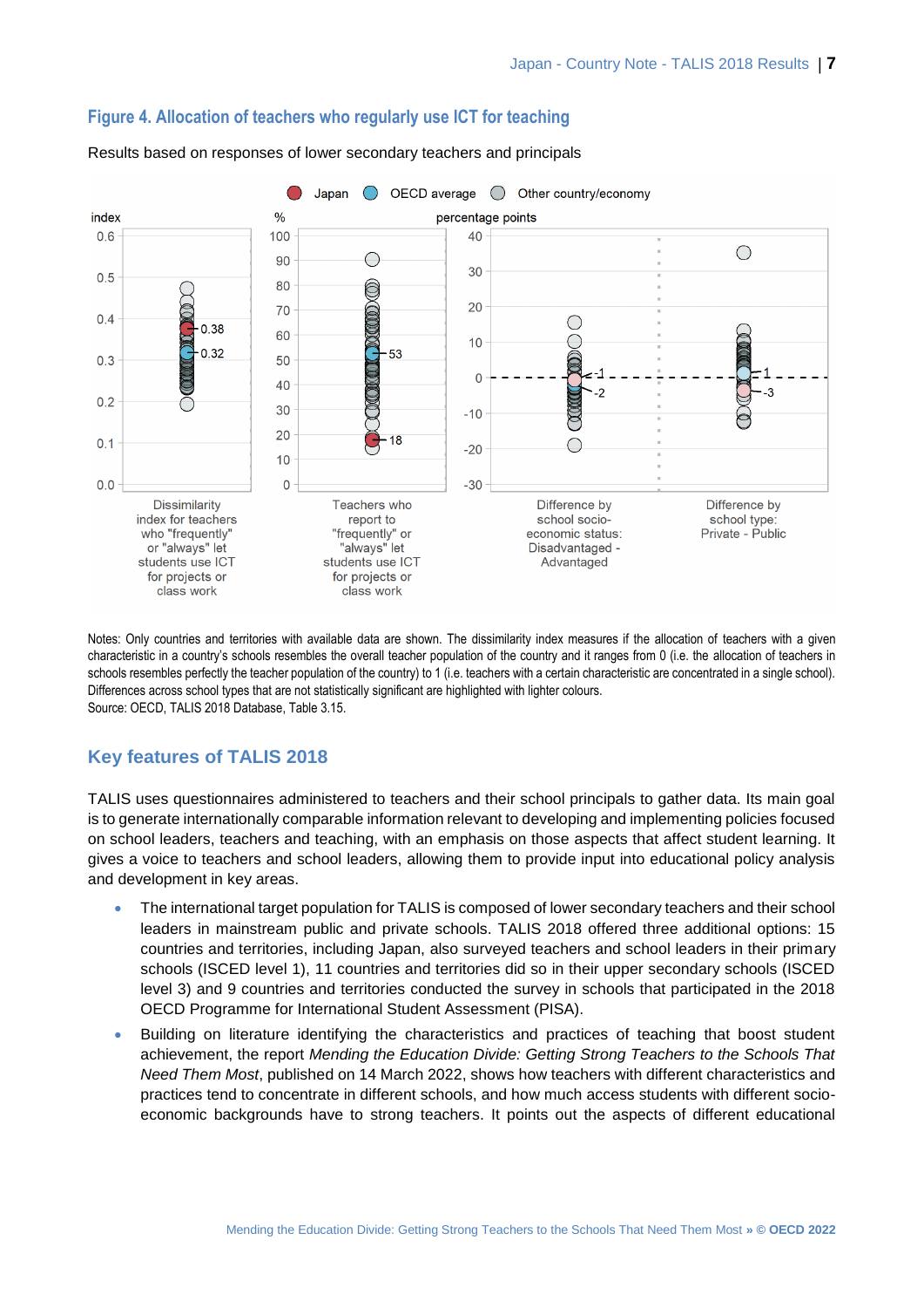## Figure 4. Allocation of teachers who regularly use ICT for teaching

Results based on responses of lower secondary teachers and principals

Notes: Only countries and territories with available data are shown. The dissimilarity index measures if the allocation of teachers with a given characteristic in a country's schools resembles the overall teacher population of the country and it ranges from 0 (i.e. the allocation of teachers in schools resembles perfectly the teacher population of the country) to 1 (i.e. teachers with a certain characteristic are concentrated in a single school). Differences across school types that are not statistically significant are highlighted with lighter colours.

Source: OECD, TALIS 2018 Database, Table 3.15.

## Key features of TALIS 2018

TALIS uses questionnaires administered to teachers and their school principals to gather data. Its main goal is to generate internationally comparable information relevant to developing and implementing policies focused on school leaders, teachers and teaching, with an emphasis on those aspects that affect student learning. It gives a voice to teachers and school leaders, allowing them to provide input into educational policy analysis and development in key areas.

- The international target population for TALIS is composed of lower secondary teachers and their school leaders in mainstream public and private schools. TALIS 2018 offered three additional options: 15 countries and territories, including Japan, also surveyed teachers and school leaders in their primary schools (ISCED level 1), 11 countries and territories did so in their upper secondary schools (ISCED level 3) and 9 countries and territories conducted the survey in schools that participated in the 2018 OECD Programme for International Student Assessment (PISA).
- Building on literature identifying the characteristics and practices of teaching that boost student achievement, the report *Mending the Education Divide: Getting Strong Teachers to the Schools That Need Them Most*, published on 14 March 2022, shows how teachers with different characteristics and practices tend to concentrate in different schools, and how much access students with different socio-economic backgrounds have to strong teachers. It points out the aspects of different educational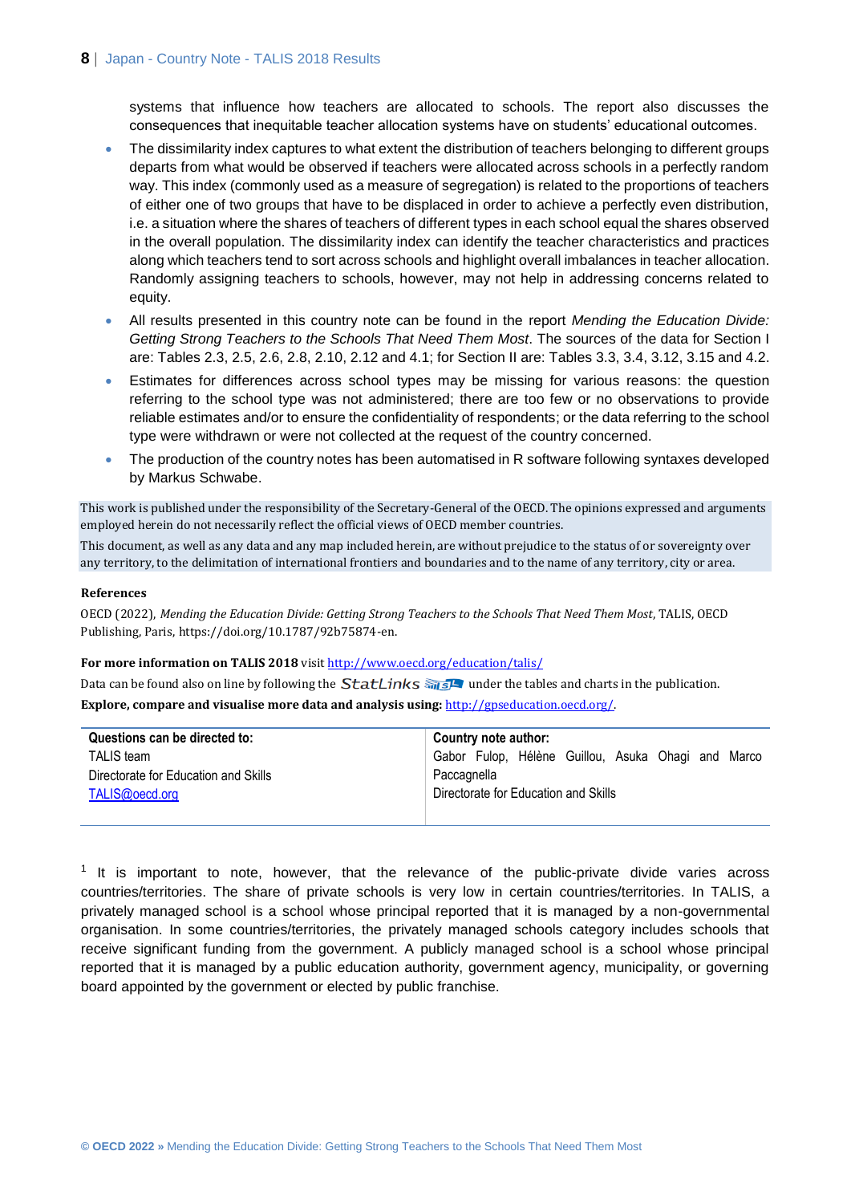systems that influence how teachers are allocated to schools. The report also discusses the consequences that inequitable teacher allocation systems have on students' educational outcomes.

- The dissimilarity index captures to what extent the distribution of teachers belonging to different groups departs from what would be observed if teachers were allocated across schools in a perfectly random way. This index (commonly used as a measure of segregation) is related to the proportions of teachers of either one of two groups that have to be displaced in order to achieve a perfectly even distribution, i.e. a situation where the shares of teachers of different types in each school equal the shares observed in the overall population. The dissimilarity index can identify the teacher characteristics and practices along which teachers tend to sort across schools and highlight overall imbalances in teacher allocation. Randomly assigning teachers to schools, however, may not help in addressing concerns related to equity.
- All results presented in this country note can be found in the report *Mending the Education Divide: Getting Strong Teachers to the Schools That Need Them Most*. The sources of the data for Section I are: Tables 2.3, 2.5, 2.6, 2.8, 2.10, 2.12 and 4.1; for Section II are: Tables 3.3, 3.4, 3.12, 3.15 and 4.2.
- Estimates for differences across school types may be missing for various reasons: the question referring to the school type was not administered; there are too few or no observations to provide reliable estimates and/or to ensure the confidentiality of respondents; or the data referring to the school type were withdrawn or were not collected at the request of the country concerned.
- The production of the country notes has been automatised in R software following syntaxes developed by Markus Schwabe.

This work is published under the responsibility of the Secretary-General of the OECD. The opinions expressed and arguments employed herein do not necessarily reflect the official views of OECD member countries.

This document, as well as any data and any map included herein, are without prejudice to the status of or sovereignty over any territory, to the delimitation of international frontiers and boundaries and to the name of any territory, city or area.

**References**

OECD (2022), *Mending the Education Divide: Getting Strong Teachers to the Schools That Need Them Most*, TALIS, OECD Publishing, Paris, https://doi.org/10.1787/92b75874-en.

**For more information on TALIS 2018** visit http://www.oecd.org/education/talis/

Data can be found also on line by following the StatLinks under the tables and charts in the publication.

**Explore, compare and visualise more data and analysis using:** http://gpseducation.oecd.org/.

| **Questions can be directed to:** | **Country note author:** |
|---|---|
| TALIS team<br>Directorate for Education and Skills<br>TALIS@oecd.org | Gabor Fulop, Hélène Guillou, Asuka Ohagi and Marco Paccagnella<br>Directorate for Education and Skills |

[1] It is important to note, however, that the relevance of the public-private divide varies across countries/territories. The share of private schools is very low in certain countries/territories. In TALIS, a privately managed school is a school whose principal reported that it is managed by a non-governmental organisation. In some countries/territories, the privately managed schools category includes schools that receive significant funding from the government. A publicly managed school is a school whose principal reported that it is managed by a public education authority, government agency, municipality, or governing board appointed by the government or elected by public franchise.